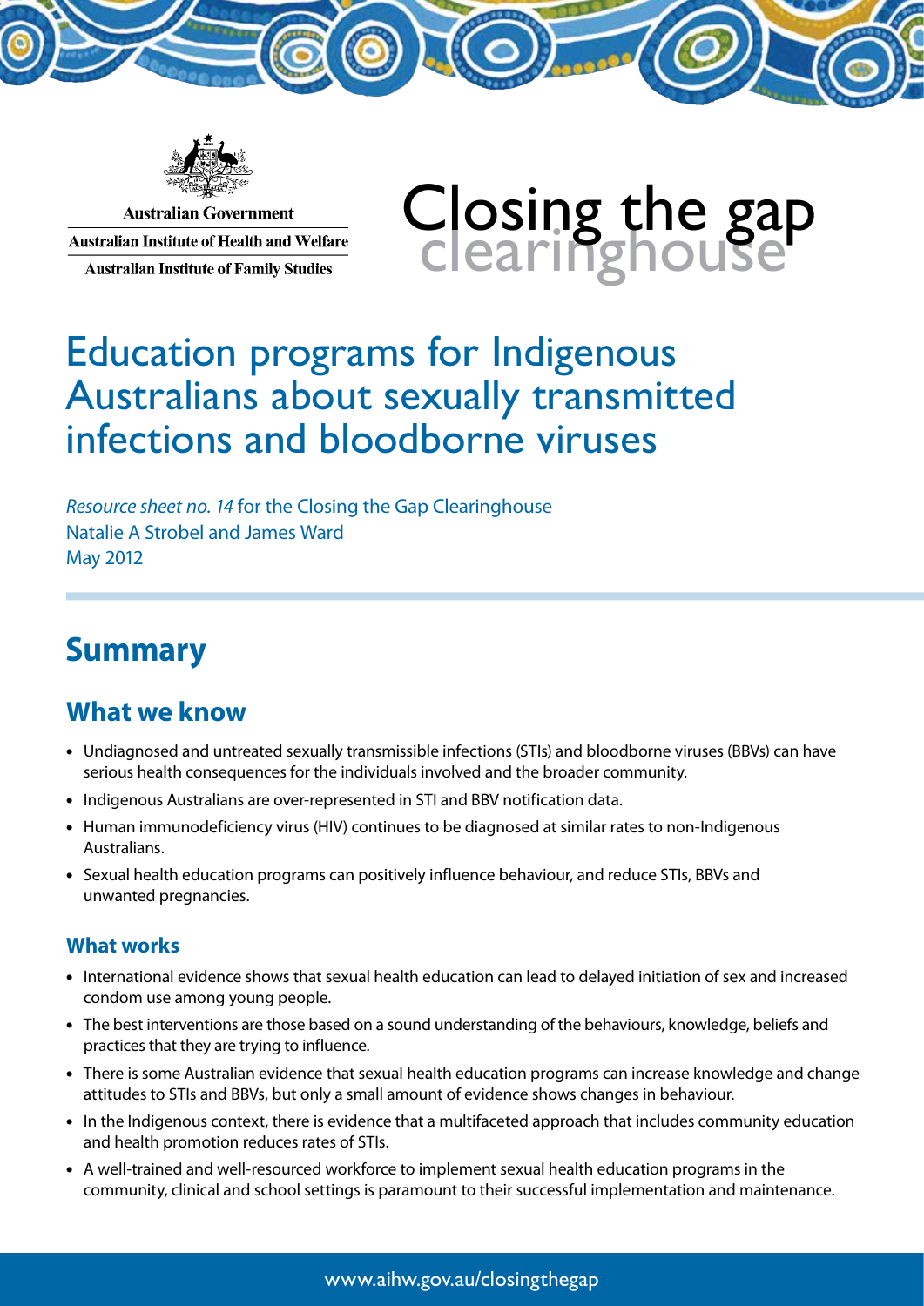Australian Government

Australian Institute of Health and Welfare

Australian Institute of Family Studies

Closing the gap clearinghouse

# Education programs for Indigenous Australians about sexually transmitted infections and bloodborne viruses

*Resource sheet no. 14* for the Closing the Gap Clearinghouse

Natalie A Strobel and James Ward

May 2012

## Summary

### What we know

- Undiagnosed and untreated sexually transmissible infections (STIs) and bloodborne viruses (BBVs) can have serious health consequences for the individuals involved and the broader community.
- Indigenous Australians are over-represented in STI and BBV notification data.
- Human immunodeficiency virus (HIV) continues to be diagnosed at similar rates to non-Indigenous Australians.
- Sexual health education programs can positively influence behaviour, and reduce STIs, BBVs and unwanted pregnancies.

#### What works

- International evidence shows that sexual health education can lead to delayed initiation of sex and increased condom use among young people.
- The best interventions are those based on a sound understanding of the behaviours, knowledge, beliefs and practices that they are trying to influence.
- There is some Australian evidence that sexual health education programs can increase knowledge and change attitudes to STIs and BBVs, but only a small amount of evidence shows changes in behaviour.
- In the Indigenous context, there is evidence that a multifaceted approach that includes community education and health promotion reduces rates of STIs.
- A well-trained and well-resourced workforce to implement sexual health education programs in the community, clinical and school settings is paramount to their successful implementation and maintenance.

www.aihw.gov.au/closingthegap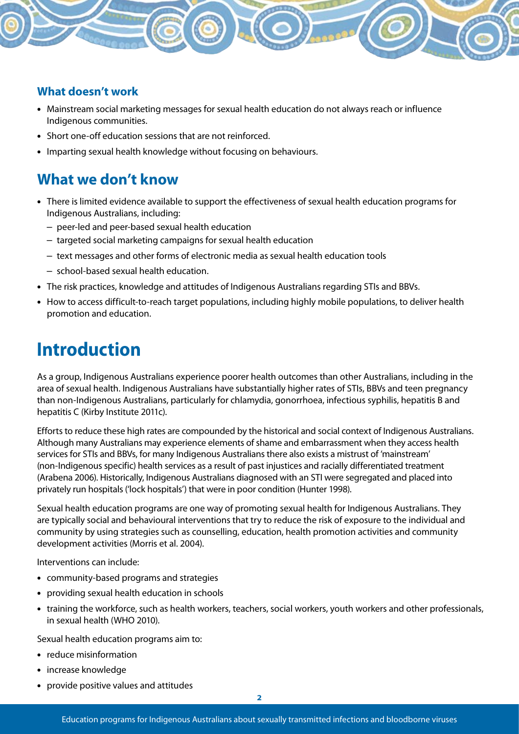### What doesn't work

- Mainstream social marketing messages for sexual health education do not always reach or influence Indigenous communities.
- Short one-off education sessions that are not reinforced.
- Imparting sexual health knowledge without focusing on behaviours.

## What we don't know

- There is limited evidence available to support the effectiveness of sexual health education programs for Indigenous Australians, including:
  - peer-led and peer-based sexual health education
  - targeted social marketing campaigns for sexual health education
  - text messages and other forms of electronic media as sexual health education tools
  - school-based sexual health education.
- The risk practices, knowledge and attitudes of Indigenous Australians regarding STIs and BBVs.
- How to access difficult-to-reach target populations, including highly mobile populations, to deliver health promotion and education.

# Introduction

As a group, Indigenous Australians experience poorer health outcomes than other Australians, including in the area of sexual health. Indigenous Australians have substantially higher rates of STIs, BBVs and teen pregnancy than non-Indigenous Australians, particularly for chlamydia, gonorrhoea, infectious syphilis, hepatitis B and hepatitis C (Kirby Institute 2011c).

Efforts to reduce these high rates are compounded by the historical and social context of Indigenous Australians. Although many Australians may experience elements of shame and embarrassment when they access health services for STIs and BBVs, for many Indigenous Australians there also exists a mistrust of 'mainstream' (non-Indigenous specific) health services as a result of past injustices and racially differentiated treatment (Arabena 2006). Historically, Indigenous Australians diagnosed with an STI were segregated and placed into privately run hospitals ('lock hospitals') that were in poor condition (Hunter 1998).

Sexual health education programs are one way of promoting sexual health for Indigenous Australians. They are typically social and behavioural interventions that try to reduce the risk of exposure to the individual and community by using strategies such as counselling, education, health promotion activities and community development activities (Morris et al. 2004).

Interventions can include:

- community-based programs and strategies
- providing sexual health education in schools
- training the workforce, such as health workers, teachers, social workers, youth workers and other professionals, in sexual health (WHO 2010).

Sexual health education programs aim to:

- reduce misinformation
- increase knowledge
- provide positive values and attitudes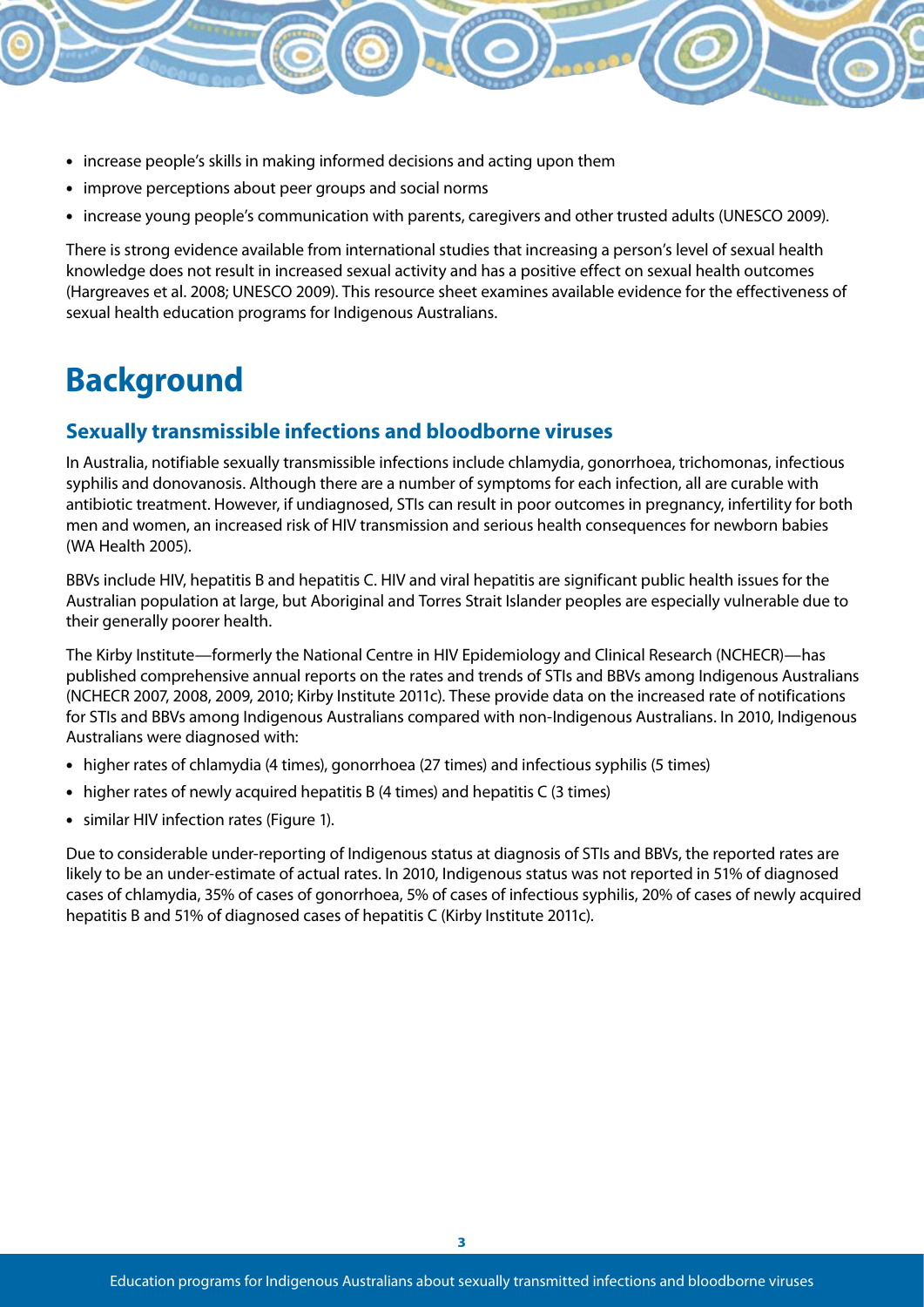- increase people's skills in making informed decisions and acting upon them
- improve perceptions about peer groups and social norms
- increase young people's communication with parents, caregivers and other trusted adults (UNESCO 2009).

There is strong evidence available from international studies that increasing a person's level of sexual health knowledge does not result in increased sexual activity and has a positive effect on sexual health outcomes (Hargreaves et al. 2008; UNESCO 2009). This resource sheet examines available evidence for the effectiveness of sexual health education programs for Indigenous Australians.

# Background

## Sexually transmissible infections and bloodborne viruses

In Australia, notifiable sexually transmissible infections include chlamydia, gonorrhoea, trichomonas, infectious syphilis and donovanosis. Although there are a number of symptoms for each infection, all are curable with antibiotic treatment. However, if undiagnosed, STIs can result in poor outcomes in pregnancy, infertility for both men and women, an increased risk of HIV transmission and serious health consequences for newborn babies (WA Health 2005).

BBVs include HIV, hepatitis B and hepatitis C. HIV and viral hepatitis are significant public health issues for the Australian population at large, but Aboriginal and Torres Strait Islander peoples are especially vulnerable due to their generally poorer health.

The Kirby Institute—formerly the National Centre in HIV Epidemiology and Clinical Research (NCHECR)—has published comprehensive annual reports on the rates and trends of STIs and BBVs among Indigenous Australians (NCHECR 2007, 2008, 2009, 2010; Kirby Institute 2011c). These provide data on the increased rate of notifications for STIs and BBVs among Indigenous Australians compared with non-Indigenous Australians. In 2010, Indigenous Australians were diagnosed with:

- higher rates of chlamydia (4 times), gonorrhoea (27 times) and infectious syphilis (5 times)
- higher rates of newly acquired hepatitis B (4 times) and hepatitis C (3 times)
- similar HIV infection rates (Figure 1).

Due to considerable under-reporting of Indigenous status at diagnosis of STIs and BBVs, the reported rates are likely to be an under-estimate of actual rates. In 2010, Indigenous status was not reported in 51% of diagnosed cases of chlamydia, 35% of cases of gonorrhoea, 5% of cases of infectious syphilis, 20% of cases of newly acquired hepatitis B and 51% of diagnosed cases of hepatitis C (Kirby Institute 2011c).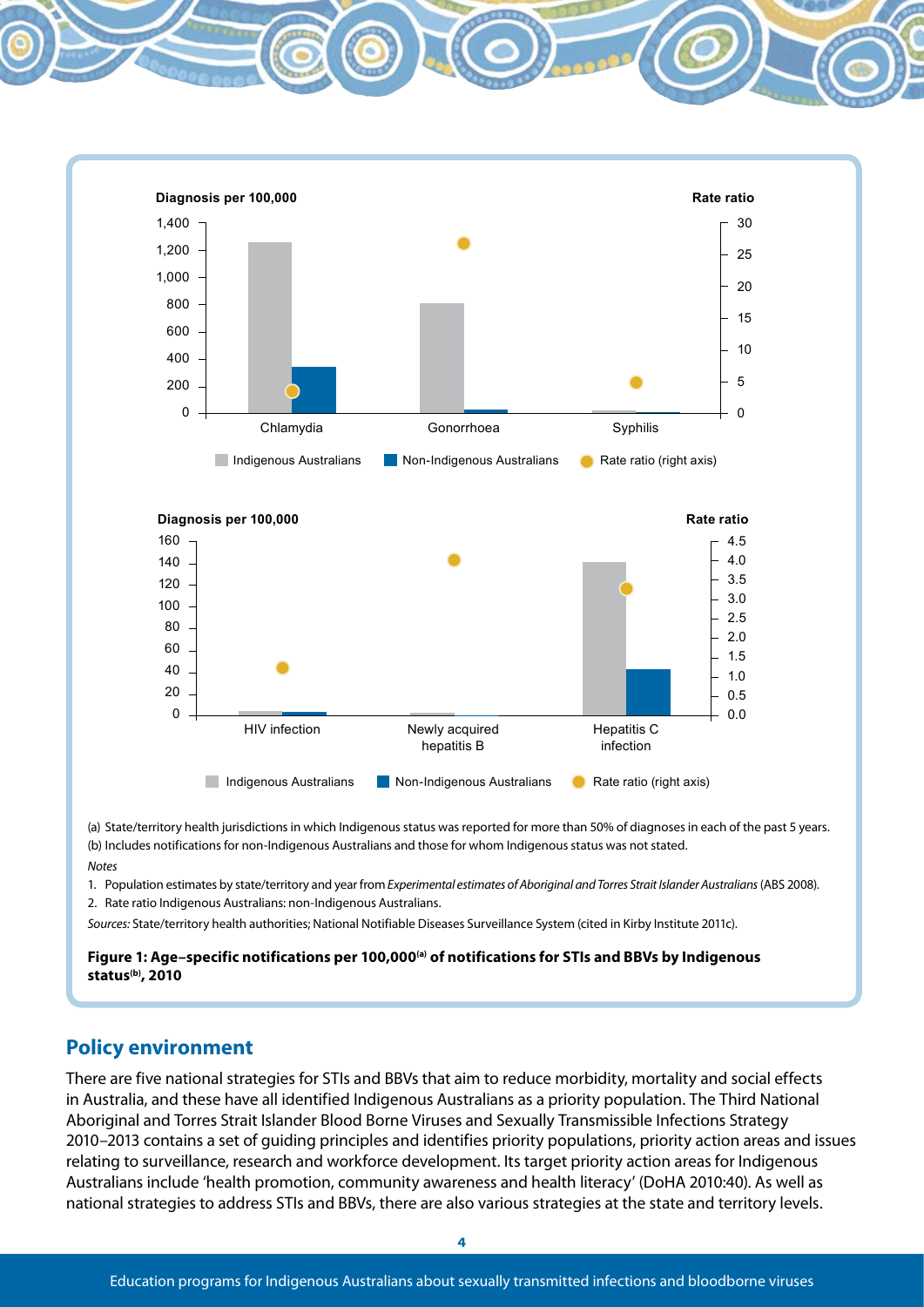(a) State/territory health jurisdictions in which Indigenous status was reported for more than 50% of diagnoses in each of the past 5 years.

(b) Includes notifications for non-Indigenous Australians and those for whom Indigenous status was not stated.

*Notes*

1. Population estimates by state/territory and year from *Experimental estimates of Aboriginal and Torres Strait Islander Australians* (ABS 2008).
2. Rate ratio Indigenous Australians: non-Indigenous Australians.

*Sources:* State/territory health authorities; National Notifiable Diseases Surveillance System (cited in Kirby Institute 2011c).

**Figure 1: Age–specific notifications per 100,000[(a)] of notifications for STIs and BBVs by Indigenous status[(b)], 2010**

## Policy environment

There are five national strategies for STIs and BBVs that aim to reduce morbidity, mortality and social effects in Australia, and these have all identified Indigenous Australians as a priority population. The Third National Aboriginal and Torres Strait Islander Blood Borne Viruses and Sexually Transmissible Infections Strategy 2010–2013 contains a set of guiding principles and identifies priority populations, priority action areas and issues relating to surveillance, research and workforce development. Its target priority action areas for Indigenous Australians include 'health promotion, community awareness and health literacy' (DoHA 2010:40). As well as national strategies to address STIs and BBVs, there are also various strategies at the state and territory levels.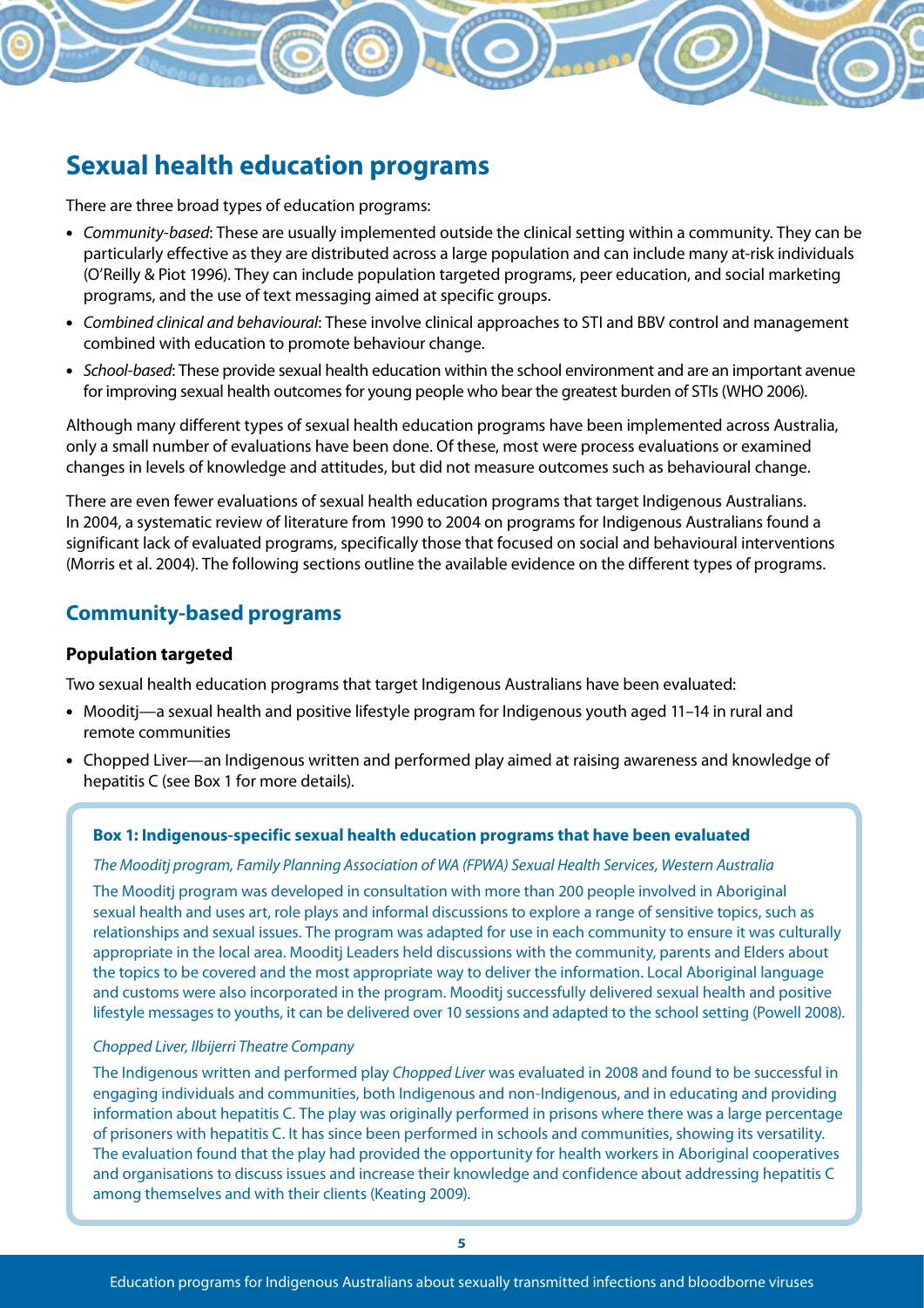## Sexual health education programs

There are three broad types of education programs:

- *Community-based*: These are usually implemented outside the clinical setting within a community. They can be particularly effective as they are distributed across a large population and can include many at-risk individuals (O'Reilly & Piot 1996). They can include population targeted programs, peer education, and social marketing programs, and the use of text messaging aimed at specific groups.
- *Combined clinical and behavioural*: These involve clinical approaches to STI and BBV control and management combined with education to promote behaviour change.
- *School-based*: These provide sexual health education within the school environment and are an important avenue for improving sexual health outcomes for young people who bear the greatest burden of STIs (WHO 2006).

Although many different types of sexual health education programs have been implemented across Australia, only a small number of evaluations have been done. Of these, most were process evaluations or examined changes in levels of knowledge and attitudes, but did not measure outcomes such as behavioural change.

There are even fewer evaluations of sexual health education programs that target Indigenous Australians. In 2004, a systematic review of literature from 1990 to 2004 on programs for Indigenous Australians found a significant lack of evaluated programs, specifically those that focused on social and behavioural interventions (Morris et al. 2004). The following sections outline the available evidence on the different types of programs.

### Community-based programs

#### Population targeted

Two sexual health education programs that target Indigenous Australians have been evaluated:

- Mooditj—a sexual health and positive lifestyle program for Indigenous youth aged 11–14 in rural and remote communities
- Chopped Liver—an Indigenous written and performed play aimed at raising awareness and knowledge of hepatitis C (see Box 1 for more details).

**Box 1: Indigenous-specific sexual health education programs that have been evaluated**

*The Mooditj program, Family Planning Association of WA (FPWA) Sexual Health Services, Western Australia*

The Mooditj program was developed in consultation with more than 200 people involved in Aboriginal sexual health and uses art, role plays and informal discussions to explore a range of sensitive topics, such as relationships and sexual issues. The program was adapted for use in each community to ensure it was culturally appropriate in the local area. Mooditj Leaders held discussions with the community, parents and Elders about the topics to be covered and the most appropriate way to deliver the information. Local Aboriginal language and customs were also incorporated in the program. Mooditj successfully delivered sexual health and positive lifestyle messages to youths, it can be delivered over 10 sessions and adapted to the school setting (Powell 2008).

*Chopped Liver, Ilbijerri Theatre Company*

The Indigenous written and performed play *Chopped Liver* was evaluated in 2008 and found to be successful in engaging individuals and communities, both Indigenous and non-Indigenous, and in educating and providing information about hepatitis C. The play was originally performed in prisons where there was a large percentage of prisoners with hepatitis C. It has since been performed in schools and communities, showing its versatility. The evaluation found that the play had provided the opportunity for health workers in Aboriginal cooperatives and organisations to discuss issues and increase their knowledge and confidence about addressing hepatitis C among themselves and with their clients (Keating 2009).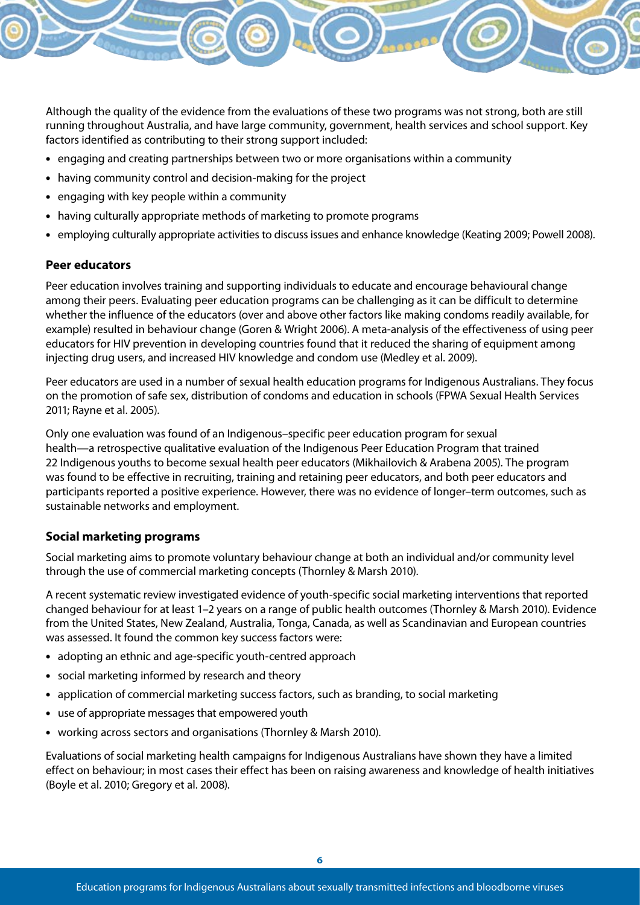Although the quality of the evidence from the evaluations of these two programs was not strong, both are still running throughout Australia, and have large community, government, health services and school support. Key factors identified as contributing to their strong support included:

- engaging and creating partnerships between two or more organisations within a community
- having community control and decision-making for the project
- engaging with key people within a community
- having culturally appropriate methods of marketing to promote programs
- employing culturally appropriate activities to discuss issues and enhance knowledge (Keating 2009; Powell 2008).

### Peer educators

Peer education involves training and supporting individuals to educate and encourage behavioural change among their peers. Evaluating peer education programs can be challenging as it can be difficult to determine whether the influence of the educators (over and above other factors like making condoms readily available, for example) resulted in behaviour change (Goren & Wright 2006). A meta-analysis of the effectiveness of using peer educators for HIV prevention in developing countries found that it reduced the sharing of equipment among injecting drug users, and increased HIV knowledge and condom use (Medley et al. 2009).

Peer educators are used in a number of sexual health education programs for Indigenous Australians. They focus on the promotion of safe sex, distribution of condoms and education in schools (FPWA Sexual Health Services 2011; Rayne et al. 2005).

Only one evaluation was found of an Indigenous–specific peer education program for sexual health—a retrospective qualitative evaluation of the Indigenous Peer Education Program that trained 22 Indigenous youths to become sexual health peer educators (Mikhailovich & Arabena 2005). The program was found to be effective in recruiting, training and retaining peer educators, and both peer educators and participants reported a positive experience. However, there was no evidence of longer–term outcomes, such as sustainable networks and employment.

### Social marketing programs

Social marketing aims to promote voluntary behaviour change at both an individual and/or community level through the use of commercial marketing concepts (Thornley & Marsh 2010).

A recent systematic review investigated evidence of youth-specific social marketing interventions that reported changed behaviour for at least 1–2 years on a range of public health outcomes (Thornley & Marsh 2010). Evidence from the United States, New Zealand, Australia, Tonga, Canada, as well as Scandinavian and European countries was assessed. It found the common key success factors were:

- adopting an ethnic and age-specific youth-centred approach
- social marketing informed by research and theory
- application of commercial marketing success factors, such as branding, to social marketing
- use of appropriate messages that empowered youth
- working across sectors and organisations (Thornley & Marsh 2010).

Evaluations of social marketing health campaigns for Indigenous Australians have shown they have a limited effect on behaviour; in most cases their effect has been on raising awareness and knowledge of health initiatives (Boyle et al. 2010; Gregory et al. 2008).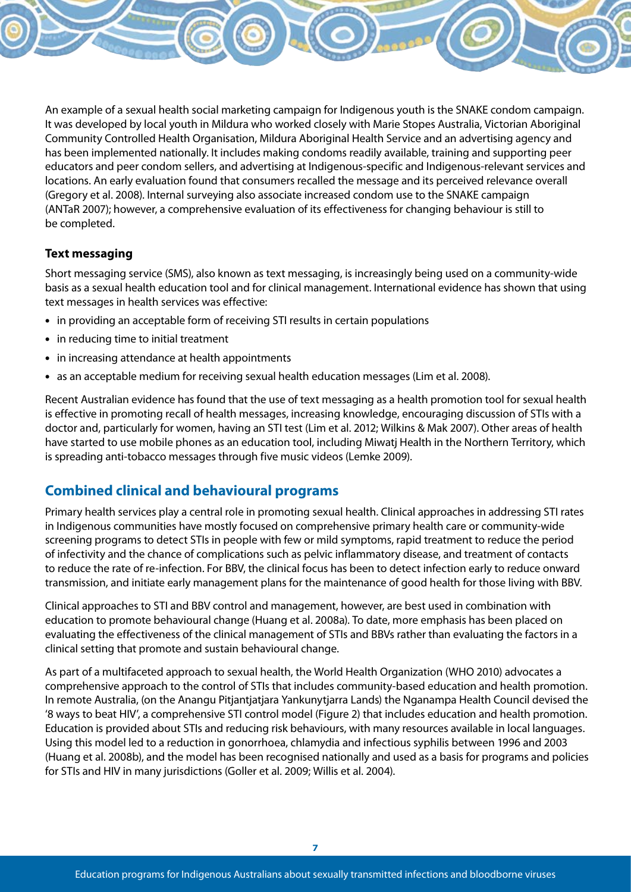An example of a sexual health social marketing campaign for Indigenous youth is the SNAKE condom campaign. It was developed by local youth in Mildura who worked closely with Marie Stopes Australia, Victorian Aboriginal Community Controlled Health Organisation, Mildura Aboriginal Health Service and an advertising agency and has been implemented nationally. It includes making condoms readily available, training and supporting peer educators and peer condom sellers, and advertising at Indigenous-specific and Indigenous-relevant services and locations. An early evaluation found that consumers recalled the message and its perceived relevance overall (Gregory et al. 2008). Internal surveying also associate increased condom use to the SNAKE campaign (ANTaR 2007); however, a comprehensive evaluation of its effectiveness for changing behaviour is still to be completed.

### Text messaging

Short messaging service (SMS), also known as text messaging, is increasingly being used on a community-wide basis as a sexual health education tool and for clinical management. International evidence has shown that using text messages in health services was effective:

- in providing an acceptable form of receiving STI results in certain populations
- in reducing time to initial treatment
- in increasing attendance at health appointments
- as an acceptable medium for receiving sexual health education messages (Lim et al. 2008).

Recent Australian evidence has found that the use of text messaging as a health promotion tool for sexual health is effective in promoting recall of health messages, increasing knowledge, encouraging discussion of STIs with a doctor and, particularly for women, having an STI test (Lim et al. 2012; Wilkins & Mak 2007). Other areas of health have started to use mobile phones as an education tool, including Miwatj Health in the Northern Territory, which is spreading anti-tobacco messages through five music videos (Lemke 2009).

## Combined clinical and behavioural programs

Primary health services play a central role in promoting sexual health. Clinical approaches in addressing STI rates in Indigenous communities have mostly focused on comprehensive primary health care or community-wide screening programs to detect STIs in people with few or mild symptoms, rapid treatment to reduce the period of infectivity and the chance of complications such as pelvic inflammatory disease, and treatment of contacts to reduce the rate of re-infection. For BBV, the clinical focus has been to detect infection early to reduce onward transmission, and initiate early management plans for the maintenance of good health for those living with BBV.

Clinical approaches to STI and BBV control and management, however, are best used in combination with education to promote behavioural change (Huang et al. 2008a). To date, more emphasis has been placed on evaluating the effectiveness of the clinical management of STIs and BBVs rather than evaluating the factors in a clinical setting that promote and sustain behavioural change.

As part of a multifaceted approach to sexual health, the World Health Organization (WHO 2010) advocates a comprehensive approach to the control of STIs that includes community-based education and health promotion. In remote Australia, (on the Anangu Pitjantjatjara Yankunytjarra Lands) the Nganampa Health Council devised the '8 ways to beat HIV', a comprehensive STI control model (Figure 2) that includes education and health promotion. Education is provided about STIs and reducing risk behaviours, with many resources available in local languages. Using this model led to a reduction in gonorrhoea, chlamydia and infectious syphilis between 1996 and 2003 (Huang et al. 2008b), and the model has been recognised nationally and used as a basis for programs and policies for STIs and HIV in many jurisdictions (Goller et al. 2009; Willis et al. 2004).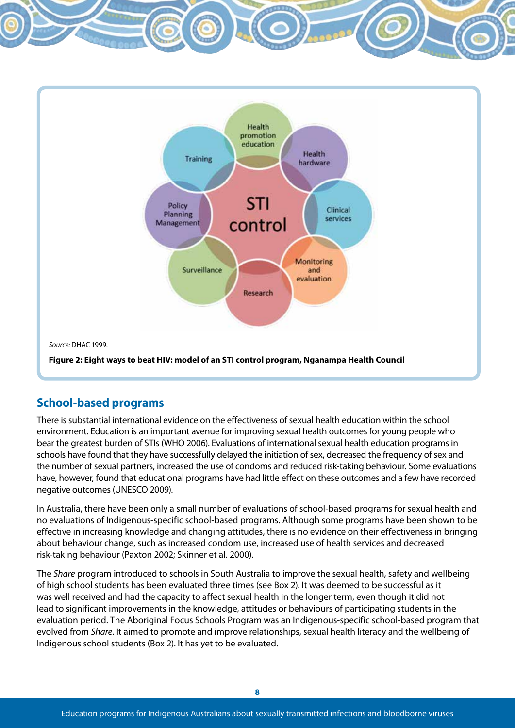Health promotion education

Training

Health hardware

Policy Planning Management

STI control

Clinical services

Surveillance

Monitoring and evaluation

Research

*Source:* DHAC 1999.

**Figure 2: Eight ways to beat HIV: model of an STI control program, Nganampa Health Council**

## School-based programs

There is substantial international evidence on the effectiveness of sexual health education within the school environment. Education is an important avenue for improving sexual health outcomes for young people who bear the greatest burden of STIs (WHO 2006). Evaluations of international sexual health education programs in schools have found that they have successfully delayed the initiation of sex, decreased the frequency of sex and the number of sexual partners, increased the use of condoms and reduced risk-taking behaviour. Some evaluations have, however, found that educational programs have had little effect on these outcomes and a few have recorded negative outcomes (UNESCO 2009).

In Australia, there have been only a small number of evaluations of school-based programs for sexual health and no evaluations of Indigenous-specific school-based programs. Although some programs have been shown to be effective in increasing knowledge and changing attitudes, there is no evidence on their effectiveness in bringing about behaviour change, such as increased condom use, increased use of health services and decreased risk-taking behaviour (Paxton 2002; Skinner et al. 2000).

The *Share* program introduced to schools in South Australia to improve the sexual health, safety and wellbeing of high school students has been evaluated three times (see Box 2). It was deemed to be successful as it was well received and had the capacity to affect sexual health in the longer term, even though it did not lead to significant improvements in the knowledge, attitudes or behaviours of participating students in the evaluation period. The Aboriginal Focus Schools Program was an Indigenous-specific school-based program that evolved from *Share*. It aimed to promote and improve relationships, sexual health literacy and the wellbeing of Indigenous school students (Box 2). It has yet to be evaluated.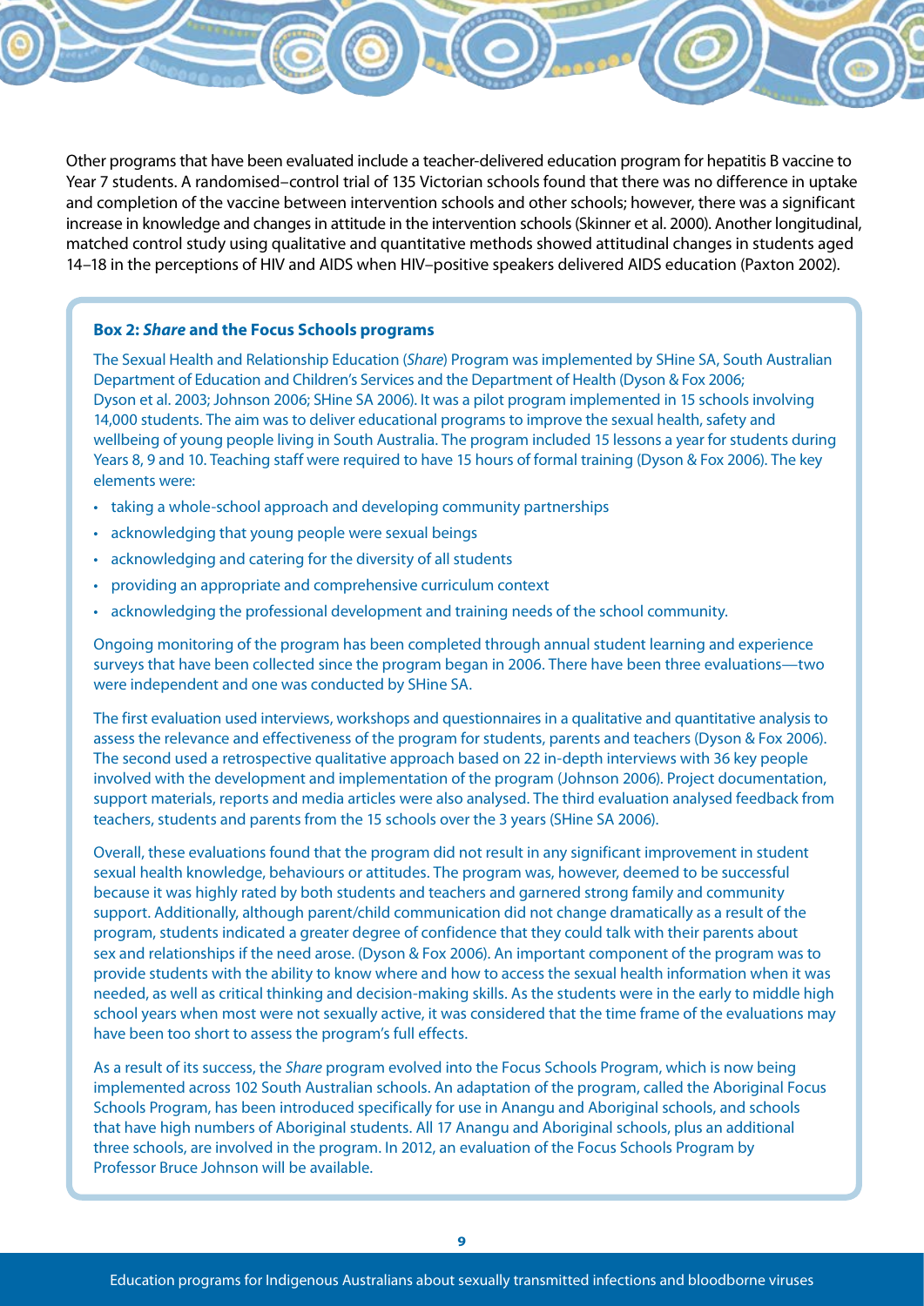Other programs that have been evaluated include a teacher-delivered education program for hepatitis B vaccine to Year 7 students. A randomised–control trial of 135 Victorian schools found that there was no difference in uptake and completion of the vaccine between intervention schools and other schools; however, there was a significant increase in knowledge and changes in attitude in the intervention schools (Skinner et al. 2000). Another longitudinal, matched control study using qualitative and quantitative methods showed attitudinal changes in students aged 14–18 in the perceptions of HIV and AIDS when HIV–positive speakers delivered AIDS education (Paxton 2002).

**Box 2: *Share* and the Focus Schools programs**

The Sexual Health and Relationship Education (*Share*) Program was implemented by SHine SA, South Australian Department of Education and Children's Services and the Department of Health (Dyson & Fox 2006; Dyson et al. 2003; Johnson 2006; SHine SA 2006). It was a pilot program implemented in 15 schools involving 14,000 students. The aim was to deliver educational programs to improve the sexual health, safety and wellbeing of young people living in South Australia. The program included 15 lessons a year for students during Years 8, 9 and 10. Teaching staff were required to have 15 hours of formal training (Dyson & Fox 2006). The key elements were:

- taking a whole-school approach and developing community partnerships
- acknowledging that young people were sexual beings
- acknowledging and catering for the diversity of all students
- providing an appropriate and comprehensive curriculum context
- acknowledging the professional development and training needs of the school community.

Ongoing monitoring of the program has been completed through annual student learning and experience surveys that have been collected since the program began in 2006. There have been three evaluations—two were independent and one was conducted by SHine SA.

The first evaluation used interviews, workshops and questionnaires in a qualitative and quantitative analysis to assess the relevance and effectiveness of the program for students, parents and teachers (Dyson & Fox 2006). The second used a retrospective qualitative approach based on 22 in-depth interviews with 36 key people involved with the development and implementation of the program (Johnson 2006). Project documentation, support materials, reports and media articles were also analysed. The third evaluation analysed feedback from teachers, students and parents from the 15 schools over the 3 years (SHine SA 2006).

Overall, these evaluations found that the program did not result in any significant improvement in student sexual health knowledge, behaviours or attitudes. The program was, however, deemed to be successful because it was highly rated by both students and teachers and garnered strong family and community support. Additionally, although parent/child communication did not change dramatically as a result of the program, students indicated a greater degree of confidence that they could talk with their parents about sex and relationships if the need arose. (Dyson & Fox 2006). An important component of the program was to provide students with the ability to know where and how to access the sexual health information when it was needed, as well as critical thinking and decision-making skills. As the students were in the early to middle high school years when most were not sexually active, it was considered that the time frame of the evaluations may have been too short to assess the program's full effects.

As a result of its success, the *Share* program evolved into the Focus Schools Program, which is now being implemented across 102 South Australian schools. An adaptation of the program, called the Aboriginal Focus Schools Program, has been introduced specifically for use in Anangu and Aboriginal schools, and schools that have high numbers of Aboriginal students. All 17 Anangu and Aboriginal schools, plus an additional three schools, are involved in the program. In 2012, an evaluation of the Focus Schools Program by Professor Bruce Johnson will be available.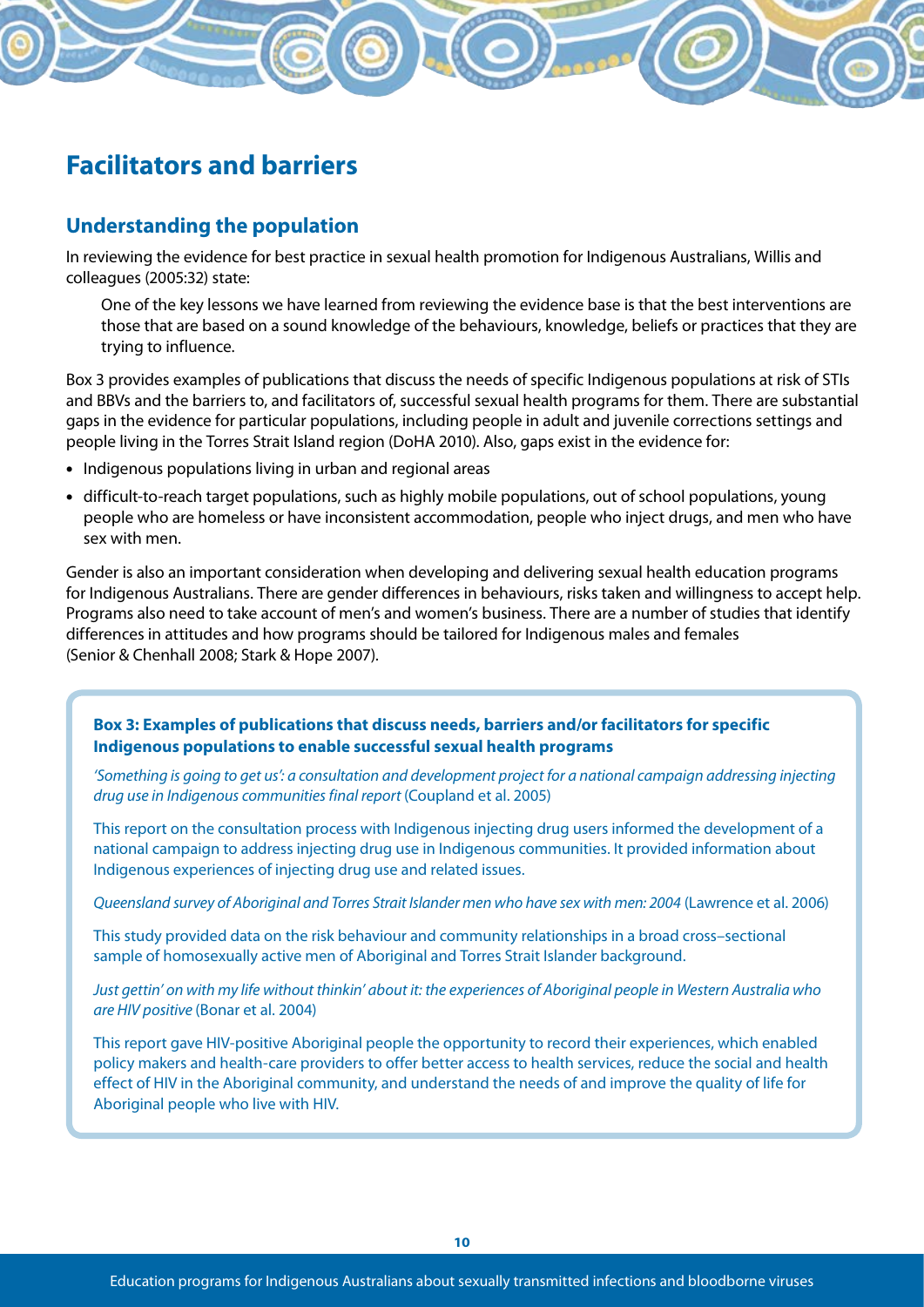# Facilitators and barriers

## Understanding the population

In reviewing the evidence for best practice in sexual health promotion for Indigenous Australians, Willis and colleagues (2005:32) state:

> One of the key lessons we have learned from reviewing the evidence base is that the best interventions are those that are based on a sound knowledge of the behaviours, knowledge, beliefs or practices that they are trying to influence.

Box 3 provides examples of publications that discuss the needs of specific Indigenous populations at risk of STIs and BBVs and the barriers to, and facilitators of, successful sexual health programs for them. There are substantial gaps in the evidence for particular populations, including people in adult and juvenile corrections settings and people living in the Torres Strait Island region (DoHA 2010). Also, gaps exist in the evidence for:

- Indigenous populations living in urban and regional areas
- difficult-to-reach target populations, such as highly mobile populations, out of school populations, young people who are homeless or have inconsistent accommodation, people who inject drugs, and men who have sex with men.

Gender is also an important consideration when developing and delivering sexual health education programs for Indigenous Australians. There are gender differences in behaviours, risks taken and willingness to accept help. Programs also need to take account of men's and women's business. There are a number of studies that identify differences in attitudes and how programs should be tailored for Indigenous males and females (Senior & Chenhall 2008; Stark & Hope 2007).

**Box 3: Examples of publications that discuss needs, barriers and/or facilitators for specific Indigenous populations to enable successful sexual health programs**

*'Something is going to get us': a consultation and development project for a national campaign addressing injecting drug use in Indigenous communities final report* (Coupland et al. 2005)

This report on the consultation process with Indigenous injecting drug users informed the development of a national campaign to address injecting drug use in Indigenous communities. It provided information about Indigenous experiences of injecting drug use and related issues.

*Queensland survey of Aboriginal and Torres Strait Islander men who have sex with men: 2004* (Lawrence et al. 2006)

This study provided data on the risk behaviour and community relationships in a broad cross–sectional sample of homosexually active men of Aboriginal and Torres Strait Islander background.

*Just gettin' on with my life without thinkin' about it: the experiences of Aboriginal people in Western Australia who are HIV positive* (Bonar et al. 2004)

This report gave HIV-positive Aboriginal people the opportunity to record their experiences, which enabled policy makers and health-care providers to offer better access to health services, reduce the social and health effect of HIV in the Aboriginal community, and understand the needs of and improve the quality of life for Aboriginal people who live with HIV.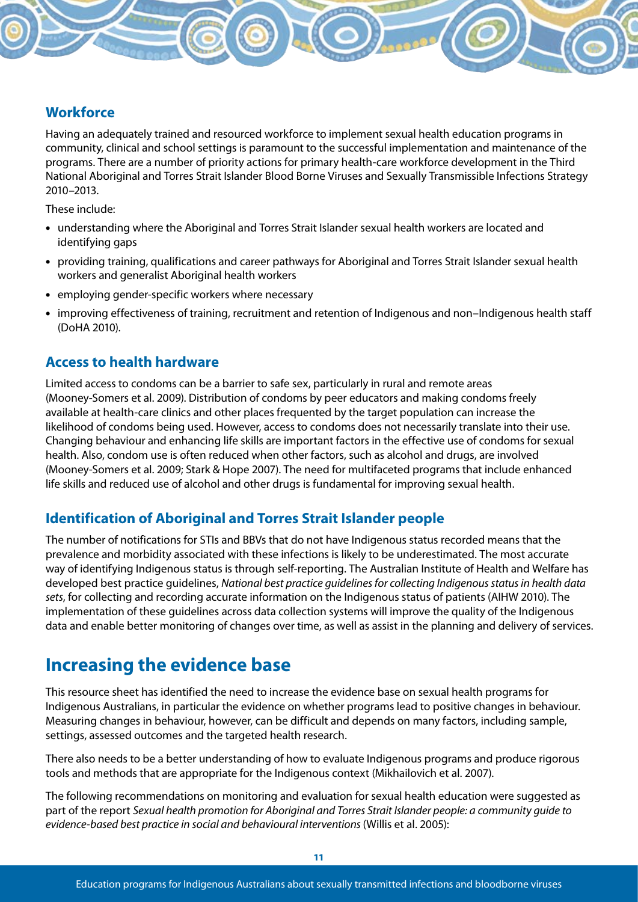### Workforce

Having an adequately trained and resourced workforce to implement sexual health education programs in community, clinical and school settings is paramount to the successful implementation and maintenance of the programs. There are a number of priority actions for primary health-care workforce development in the Third National Aboriginal and Torres Strait Islander Blood Borne Viruses and Sexually Transmissible Infections Strategy 2010–2013.

These include:

- understanding where the Aboriginal and Torres Strait Islander sexual health workers are located and identifying gaps
- providing training, qualifications and career pathways for Aboriginal and Torres Strait Islander sexual health workers and generalist Aboriginal health workers
- employing gender-specific workers where necessary
- improving effectiveness of training, recruitment and retention of Indigenous and non–Indigenous health staff (DoHA 2010).

### Access to health hardware

Limited access to condoms can be a barrier to safe sex, particularly in rural and remote areas (Mooney-Somers et al. 2009). Distribution of condoms by peer educators and making condoms freely available at health-care clinics and other places frequented by the target population can increase the likelihood of condoms being used. However, access to condoms does not necessarily translate into their use. Changing behaviour and enhancing life skills are important factors in the effective use of condoms for sexual health. Also, condom use is often reduced when other factors, such as alcohol and drugs, are involved (Mooney-Somers et al. 2009; Stark & Hope 2007). The need for multifaceted programs that include enhanced life skills and reduced use of alcohol and other drugs is fundamental for improving sexual health.

### Identification of Aboriginal and Torres Strait Islander people

The number of notifications for STIs and BBVs that do not have Indigenous status recorded means that the prevalence and morbidity associated with these infections is likely to be underestimated. The most accurate way of identifying Indigenous status is through self-reporting. The Australian Institute of Health and Welfare has developed best practice guidelines, *National best practice guidelines for collecting Indigenous status in health data sets*, for collecting and recording accurate information on the Indigenous status of patients (AIHW 2010). The implementation of these guidelines across data collection systems will improve the quality of the Indigenous data and enable better monitoring of changes over time, as well as assist in the planning and delivery of services.

## Increasing the evidence base

This resource sheet has identified the need to increase the evidence base on sexual health programs for Indigenous Australians, in particular the evidence on whether programs lead to positive changes in behaviour. Measuring changes in behaviour, however, can be difficult and depends on many factors, including sample, settings, assessed outcomes and the targeted health research.

There also needs to be a better understanding of how to evaluate Indigenous programs and produce rigorous tools and methods that are appropriate for the Indigenous context (Mikhailovich et al. 2007).

The following recommendations on monitoring and evaluation for sexual health education were suggested as part of the report *Sexual health promotion for Aboriginal and Torres Strait Islander people: a community guide to evidence-based best practice in social and behavioural interventions* (Willis et al. 2005):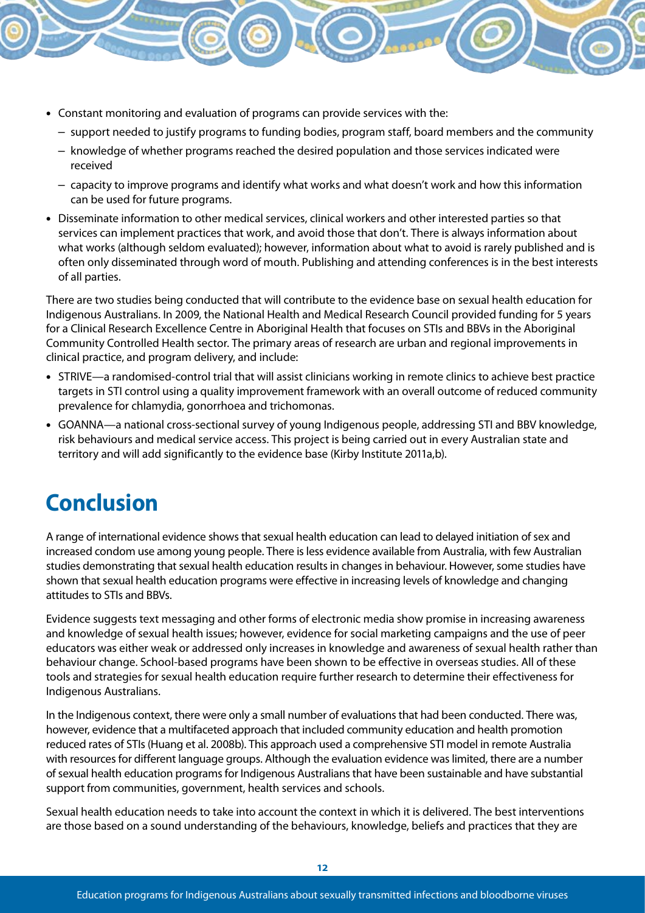- Constant monitoring and evaluation of programs can provide services with the:
  - support needed to justify programs to funding bodies, program staff, board members and the community
  - knowledge of whether programs reached the desired population and those services indicated were received
  - capacity to improve programs and identify what works and what doesn't work and how this information can be used for future programs.
- Disseminate information to other medical services, clinical workers and other interested parties so that services can implement practices that work, and avoid those that don't. There is always information about what works (although seldom evaluated); however, information about what to avoid is rarely published and is often only disseminated through word of mouth. Publishing and attending conferences is in the best interests of all parties.

There are two studies being conducted that will contribute to the evidence base on sexual health education for Indigenous Australians. In 2009, the National Health and Medical Research Council provided funding for 5 years for a Clinical Research Excellence Centre in Aboriginal Health that focuses on STIs and BBVs in the Aboriginal Community Controlled Health sector. The primary areas of research are urban and regional improvements in clinical practice, and program delivery, and include:

- STRIVE—a randomised-control trial that will assist clinicians working in remote clinics to achieve best practice targets in STI control using a quality improvement framework with an overall outcome of reduced community prevalence for chlamydia, gonorrhoea and trichomonas.
- GOANNA—a national cross-sectional survey of young Indigenous people, addressing STI and BBV knowledge, risk behaviours and medical service access. This project is being carried out in every Australian state and territory and will add significantly to the evidence base (Kirby Institute 2011a,b).

# Conclusion

A range of international evidence shows that sexual health education can lead to delayed initiation of sex and increased condom use among young people. There is less evidence available from Australia, with few Australian studies demonstrating that sexual health education results in changes in behaviour. However, some studies have shown that sexual health education programs were effective in increasing levels of knowledge and changing attitudes to STIs and BBVs.

Evidence suggests text messaging and other forms of electronic media show promise in increasing awareness and knowledge of sexual health issues; however, evidence for social marketing campaigns and the use of peer educators was either weak or addressed only increases in knowledge and awareness of sexual health rather than behaviour change. School-based programs have been shown to be effective in overseas studies. All of these tools and strategies for sexual health education require further research to determine their effectiveness for Indigenous Australians.

In the Indigenous context, there were only a small number of evaluations that had been conducted. There was, however, evidence that a multifaceted approach that included community education and health promotion reduced rates of STIs (Huang et al. 2008b). This approach used a comprehensive STI model in remote Australia with resources for different language groups. Although the evaluation evidence was limited, there are a number of sexual health education programs for Indigenous Australians that have been sustainable and have substantial support from communities, government, health services and schools.

Sexual health education needs to take into account the context in which it is delivered. The best interventions are those based on a sound understanding of the behaviours, knowledge, beliefs and practices that they are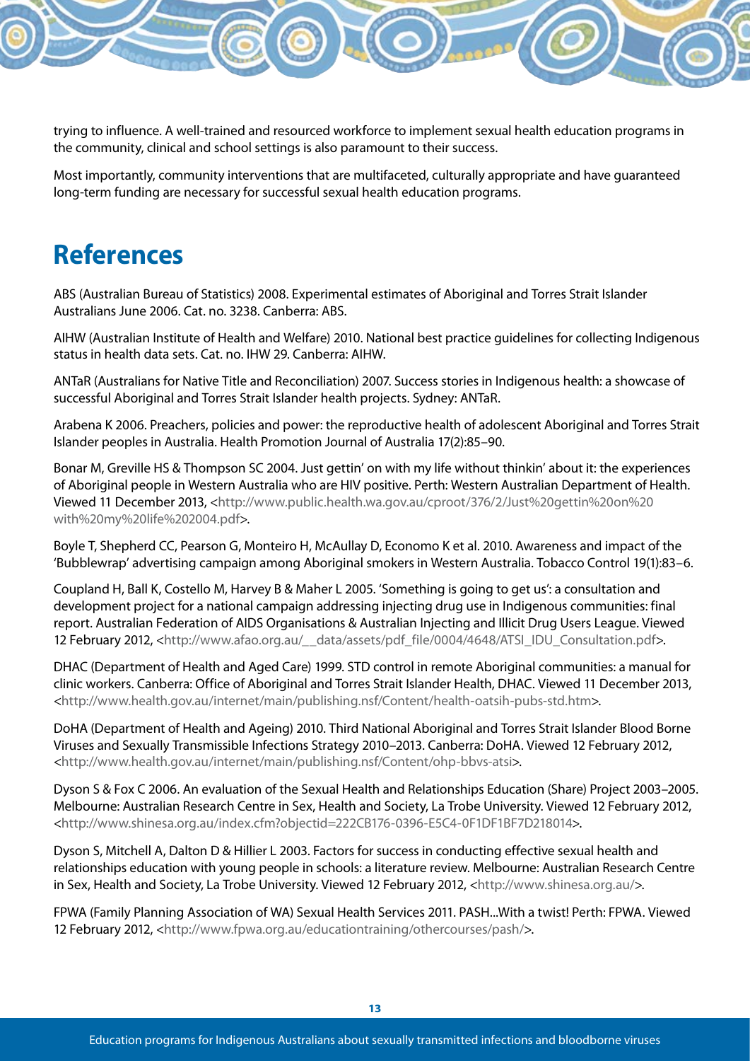trying to influence. A well-trained and resourced workforce to implement sexual health education programs in the community, clinical and school settings is also paramount to their success.

Most importantly, community interventions that are multifaceted, culturally appropriate and have guaranteed long-term funding are necessary for successful sexual health education programs.

# References

ABS (Australian Bureau of Statistics) 2008. Experimental estimates of Aboriginal and Torres Strait Islander Australians June 2006. Cat. no. 3238. Canberra: ABS.

AIHW (Australian Institute of Health and Welfare) 2010. National best practice guidelines for collecting Indigenous status in health data sets. Cat. no. IHW 29. Canberra: AIHW.

ANTaR (Australians for Native Title and Reconciliation) 2007. Success stories in Indigenous health: a showcase of successful Aboriginal and Torres Strait Islander health projects. Sydney: ANTaR.

Arabena K 2006. Preachers, policies and power: the reproductive health of adolescent Aboriginal and Torres Strait Islander peoples in Australia. Health Promotion Journal of Australia 17(2):85–90.

Bonar M, Greville HS & Thompson SC 2004. Just gettin' on with my life without thinkin' about it: the experiences of Aboriginal people in Western Australia who are HIV positive. Perth: Western Australian Department of Health. Viewed 11 December 2013, <http://www.public.health.wa.gov.au/cproot/376/2/Just%20gettin%20on%20with%20my%20life%202004.pdf>.

Boyle T, Shepherd CC, Pearson G, Monteiro H, McAullay D, Economo K et al. 2010. Awareness and impact of the 'Bubblewrap' advertising campaign among Aboriginal smokers in Western Australia. Tobacco Control 19(1):83–6.

Coupland H, Ball K, Costello M, Harvey B & Maher L 2005. 'Something is going to get us': a consultation and development project for a national campaign addressing injecting drug use in Indigenous communities: final report. Australian Federation of AIDS Organisations & Australian Injecting and Illicit Drug Users League. Viewed 12 February 2012, <http://www.afao.org.au/__data/assets/pdf_file/0004/4648/ATSI_IDU_Consultation.pdf>.

DHAC (Department of Health and Aged Care) 1999. STD control in remote Aboriginal communities: a manual for clinic workers. Canberra: Office of Aboriginal and Torres Strait Islander Health, DHAC. Viewed 11 December 2013, <http://www.health.gov.au/internet/main/publishing.nsf/Content/health-oatsih-pubs-std.htm>.

DoHA (Department of Health and Ageing) 2010. Third National Aboriginal and Torres Strait Islander Blood Borne Viruses and Sexually Transmissible Infections Strategy 2010–2013. Canberra: DoHA. Viewed 12 February 2012, <http://www.health.gov.au/internet/main/publishing.nsf/Content/ohp-bbvs-atsi>.

Dyson S & Fox C 2006. An evaluation of the Sexual Health and Relationships Education (Share) Project 2003–2005. Melbourne: Australian Research Centre in Sex, Health and Society, La Trobe University. Viewed 12 February 2012, <http://www.shinesa.org.au/index.cfm?objectid=222CB176-0396-E5C4-0F1DF1BF7D218014>.

Dyson S, Mitchell A, Dalton D & Hillier L 2003. Factors for success in conducting effective sexual health and relationships education with young people in schools: a literature review. Melbourne: Australian Research Centre in Sex, Health and Society, La Trobe University. Viewed 12 February 2012, <http://www.shinesa.org.au/>.

FPWA (Family Planning Association of WA) Sexual Health Services 2011. PASH...With a twist! Perth: FPWA. Viewed 12 February 2012, <http://www.fpwa.org.au/educationtraining/othercourses/pash/>.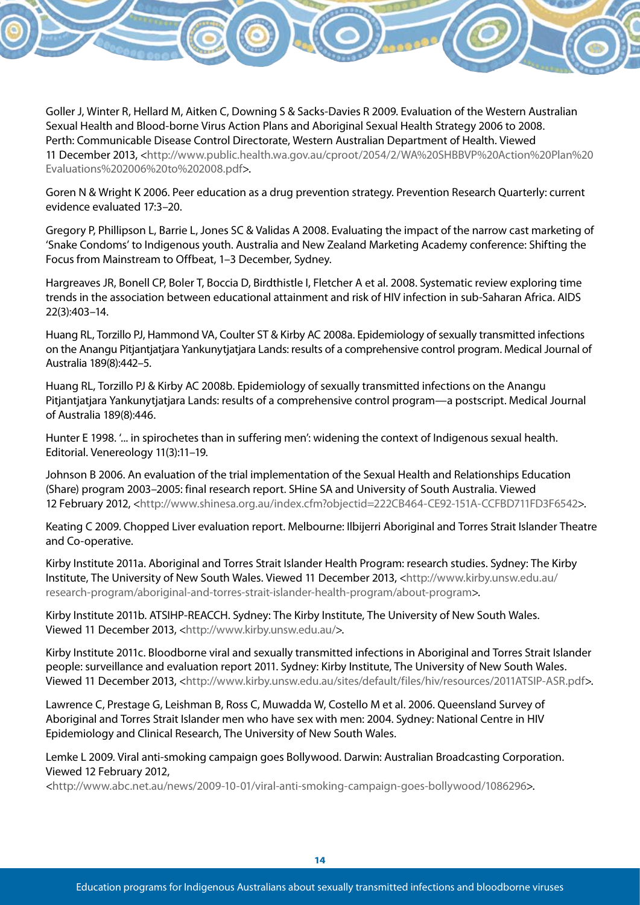Goller J, Winter R, Hellard M, Aitken C, Downing S & Sacks-Davies R 2009. Evaluation of the Western Australian Sexual Health and Blood-borne Virus Action Plans and Aboriginal Sexual Health Strategy 2006 to 2008. Perth: Communicable Disease Control Directorate, Western Australian Department of Health. Viewed 11 December 2013, <http://www.public.health.wa.gov.au/cproot/2054/2/WA%20SHBBVP%20Action%20Plan%20Evaluations%202006%20to%202008.pdf>.

Goren N & Wright K 2006. Peer education as a drug prevention strategy. Prevention Research Quarterly: current evidence evaluated 17:3–20.

Gregory P, Phillipson L, Barrie L, Jones SC & Validas A 2008. Evaluating the impact of the narrow cast marketing of 'Snake Condoms' to Indigenous youth. Australia and New Zealand Marketing Academy conference: Shifting the Focus from Mainstream to Offbeat, 1–3 December, Sydney.

Hargreaves JR, Bonell CP, Boler T, Boccia D, Birdthistle I, Fletcher A et al. 2008. Systematic review exploring time trends in the association between educational attainment and risk of HIV infection in sub-Saharan Africa. AIDS 22(3):403–14.

Huang RL, Torzillo PJ, Hammond VA, Coulter ST & Kirby AC 2008a. Epidemiology of sexually transmitted infections on the Anangu Pitjantjatjara Yankunytjatjara Lands: results of a comprehensive control program. Medical Journal of Australia 189(8):442–5.

Huang RL, Torzillo PJ & Kirby AC 2008b. Epidemiology of sexually transmitted infections on the Anangu Pitjantjatjara Yankunytjatjara Lands: results of a comprehensive control program—a postscript. Medical Journal of Australia 189(8):446.

Hunter E 1998. '... in spirochetes than in suffering men': widening the context of Indigenous sexual health. Editorial. Venereology 11(3):11–19.

Johnson B 2006. An evaluation of the trial implementation of the Sexual Health and Relationships Education (Share) program 2003–2005: final research report. SHine SA and University of South Australia. Viewed 12 February 2012, <http://www.shinesa.org.au/index.cfm?objectid=222CB464-CE92-151A-CCFBD711FD3F6542>.

Keating C 2009. Chopped Liver evaluation report. Melbourne: Ilbijerri Aboriginal and Torres Strait Islander Theatre and Co-operative.

Kirby Institute 2011a. Aboriginal and Torres Strait Islander Health Program: research studies. Sydney: The Kirby Institute, The University of New South Wales. Viewed 11 December 2013, <http://www.kirby.unsw.edu.au/research-program/aboriginal-and-torres-strait-islander-health-program/about-program>.

Kirby Institute 2011b. ATSIHP-REACCH. Sydney: The Kirby Institute, The University of New South Wales. Viewed 11 December 2013, <http://www.kirby.unsw.edu.au/>.

Kirby Institute 2011c. Bloodborne viral and sexually transmitted infections in Aboriginal and Torres Strait Islander people: surveillance and evaluation report 2011. Sydney: Kirby Institute, The University of New South Wales. Viewed 11 December 2013, <http://www.kirby.unsw.edu.au/sites/default/files/hiv/resources/2011ATSIP-ASR.pdf>.

Lawrence C, Prestage G, Leishman B, Ross C, Muwadda W, Costello M et al. 2006. Queensland Survey of Aboriginal and Torres Strait Islander men who have sex with men: 2004. Sydney: National Centre in HIV Epidemiology and Clinical Research, The University of New South Wales.

Lemke L 2009. Viral anti-smoking campaign goes Bollywood. Darwin: Australian Broadcasting Corporation. Viewed 12 February 2012, <http://www.abc.net.au/news/2009-10-01/viral-anti-smoking-campaign-goes-bollywood/1086296>.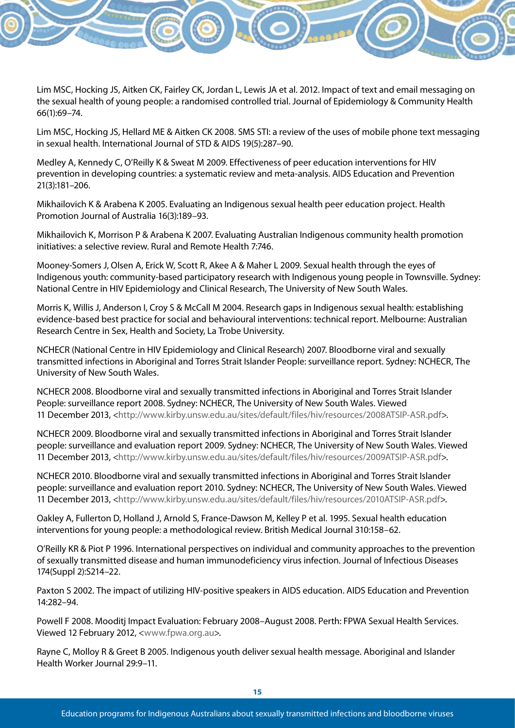Lim MSC, Hocking JS, Aitken CK, Fairley CK, Jordan L, Lewis JA et al. 2012. Impact of text and email messaging on the sexual health of young people: a randomised controlled trial. Journal of Epidemiology & Community Health 66(1):69–74.

Lim MSC, Hocking JS, Hellard ME & Aitken CK 2008. SMS STI: a review of the uses of mobile phone text messaging in sexual health. International Journal of STD & AIDS 19(5):287–90.

Medley A, Kennedy C, O'Reilly K & Sweat M 2009. Effectiveness of peer education interventions for HIV prevention in developing countries: a systematic review and meta-analysis. AIDS Education and Prevention 21(3):181–206.

Mikhailovich K & Arabena K 2005. Evaluating an Indigenous sexual health peer education project. Health Promotion Journal of Australia 16(3):189–93.

Mikhailovich K, Morrison P & Arabena K 2007. Evaluating Australian Indigenous community health promotion initiatives: a selective review. Rural and Remote Health 7:746.

Mooney-Somers J, Olsen A, Erick W, Scott R, Akee A & Maher L 2009. Sexual health through the eyes of Indigenous youth: community-based participatory research with Indigenous young people in Townsville. Sydney: National Centre in HIV Epidemiology and Clinical Research, The University of New South Wales.

Morris K, Willis J, Anderson I, Croy S & McCall M 2004. Research gaps in Indigenous sexual health: establishing evidence-based best practice for social and behavioural interventions: technical report. Melbourne: Australian Research Centre in Sex, Health and Society, La Trobe University.

NCHECR (National Centre in HIV Epidemiology and Clinical Research) 2007. Bloodborne viral and sexually transmitted infections in Aboriginal and Torres Strait Islander People: surveillance report. Sydney: NCHECR, The University of New South Wales.

NCHECR 2008. Bloodborne viral and sexually transmitted infections in Aboriginal and Torres Strait Islander People: surveillance report 2008. Sydney: NCHECR, The University of New South Wales. Viewed 11 December 2013, <http://www.kirby.unsw.edu.au/sites/default/files/hiv/resources/2008ATSIP-ASR.pdf>.

NCHECR 2009. Bloodborne viral and sexually transmitted infections in Aboriginal and Torres Strait Islander people: surveillance and evaluation report 2009. Sydney: NCHECR, The University of New South Wales. Viewed 11 December 2013, <http://www.kirby.unsw.edu.au/sites/default/files/hiv/resources/2009ATSIP-ASR.pdf>.

NCHECR 2010. Bloodborne viral and sexually transmitted infections in Aboriginal and Torres Strait Islander people: surveillance and evaluation report 2010. Sydney: NCHECR, The University of New South Wales. Viewed 11 December 2013, <http://www.kirby.unsw.edu.au/sites/default/files/hiv/resources/2010ATSIP-ASR.pdf>.

Oakley A, Fullerton D, Holland J, Arnold S, France-Dawson M, Kelley P et al. 1995. Sexual health education interventions for young people: a methodological review. British Medical Journal 310:158–62.

O'Reilly KR & Piot P 1996. International perspectives on individual and community approaches to the prevention of sexually transmitted disease and human immunodeficiency virus infection. Journal of Infectious Diseases 174(Suppl 2):S214–22.

Paxton S 2002. The impact of utilizing HIV-positive speakers in AIDS education. AIDS Education and Prevention 14:282–94.

Powell F 2008. Mooditj Impact Evaluation: February 2008–August 2008. Perth: FPWA Sexual Health Services. Viewed 12 February 2012, <www.fpwa.org.au>.

Rayne C, Molloy R & Greet B 2005. Indigenous youth deliver sexual health message. Aboriginal and Islander Health Worker Journal 29:9–11.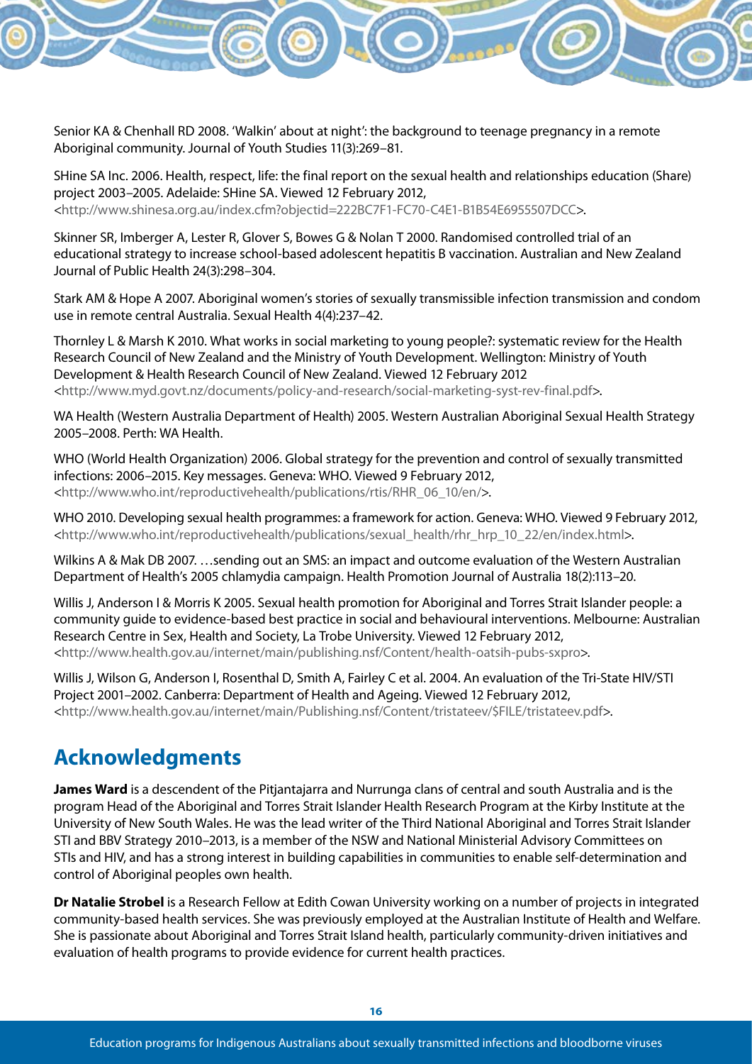Senior KA & Chenhall RD 2008. 'Walkin' about at night': the background to teenage pregnancy in a remote Aboriginal community. Journal of Youth Studies 11(3):269–81.

SHine SA Inc. 2006. Health, respect, life: the final report on the sexual health and relationships education (Share) project 2003–2005. Adelaide: SHine SA. Viewed 12 February 2012, <http://www.shinesa.org.au/index.cfm?objectid=222BC7F1-FC70-C4E1-B1B54E6955507DCC>.

Skinner SR, Imberger A, Lester R, Glover S, Bowes G & Nolan T 2000. Randomised controlled trial of an educational strategy to increase school-based adolescent hepatitis B vaccination. Australian and New Zealand Journal of Public Health 24(3):298–304.

Stark AM & Hope A 2007. Aboriginal women's stories of sexually transmissible infection transmission and condom use in remote central Australia. Sexual Health 4(4):237–42.

Thornley L & Marsh K 2010. What works in social marketing to young people?: systematic review for the Health Research Council of New Zealand and the Ministry of Youth Development. Wellington: Ministry of Youth Development & Health Research Council of New Zealand. Viewed 12 February 2012 <http://www.myd.govt.nz/documents/policy-and-research/social-marketing-syst-rev-final.pdf>.

WA Health (Western Australia Department of Health) 2005. Western Australian Aboriginal Sexual Health Strategy 2005–2008. Perth: WA Health.

WHO (World Health Organization) 2006. Global strategy for the prevention and control of sexually transmitted infections: 2006–2015. Key messages. Geneva: WHO. Viewed 9 February 2012, <http://www.who.int/reproductivehealth/publications/rtis/RHR_06_10/en/>.

WHO 2010. Developing sexual health programmes: a framework for action. Geneva: WHO. Viewed 9 February 2012, <http://www.who.int/reproductivehealth/publications/sexual_health/rhr_hrp_10_22/en/index.html>.

Wilkins A & Mak DB 2007. …sending out an SMS: an impact and outcome evaluation of the Western Australian Department of Health's 2005 chlamydia campaign. Health Promotion Journal of Australia 18(2):113–20.

Willis J, Anderson I & Morris K 2005. Sexual health promotion for Aboriginal and Torres Strait Islander people: a community guide to evidence-based best practice in social and behavioural interventions. Melbourne: Australian Research Centre in Sex, Health and Society, La Trobe University. Viewed 12 February 2012, <http://www.health.gov.au/internet/main/publishing.nsf/Content/health-oatsih-pubs-sxpro>.

Willis J, Wilson G, Anderson I, Rosenthal D, Smith A, Fairley C et al. 2004. An evaluation of the Tri-State HIV/STI Project 2001–2002. Canberra: Department of Health and Ageing. Viewed 12 February 2012, <http://www.health.gov.au/internet/main/Publishing.nsf/Content/tristateev/$FILE/tristateev.pdf>.

## Acknowledgments

**James Ward** is a descendent of the Pitjantajarra and Nurrunga clans of central and south Australia and is the program Head of the Aboriginal and Torres Strait Islander Health Research Program at the Kirby Institute at the University of New South Wales. He was the lead writer of the Third National Aboriginal and Torres Strait Islander STI and BBV Strategy 2010–2013, is a member of the NSW and National Ministerial Advisory Committees on STIs and HIV, and has a strong interest in building capabilities in communities to enable self-determination and control of Aboriginal peoples own health.

**Dr Natalie Strobel** is a Research Fellow at Edith Cowan University working on a number of projects in integrated community-based health services. She was previously employed at the Australian Institute of Health and Welfare. She is passionate about Aboriginal and Torres Strait Island health, particularly community-driven initiatives and evaluation of health programs to provide evidence for current health practices.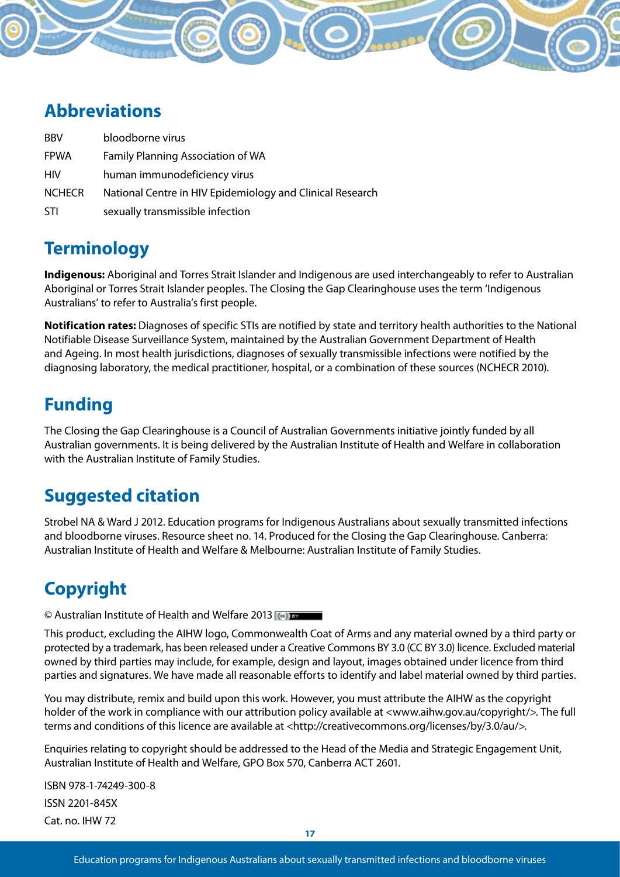## Abbreviations

| | |
|---|---|
| BBV | bloodborne virus |
| FPWA | Family Planning Association of WA |
| HIV | human immunodeficiency virus |
| NCHECR | National Centre in HIV Epidemiology and Clinical Research |
| STI | sexually transmissible infection |

## Terminology

**Indigenous:** Aboriginal and Torres Strait Islander and Indigenous are used interchangeably to refer to Australian Aboriginal or Torres Strait Islander peoples. The Closing the Gap Clearinghouse uses the term 'Indigenous Australians' to refer to Australia's first people.

**Notification rates:** Diagnoses of specific STIs are notified by state and territory health authorities to the National Notifiable Disease Surveillance System, maintained by the Australian Government Department of Health and Ageing. In most health jurisdictions, diagnoses of sexually transmissible infections were notified by the diagnosing laboratory, the medical practitioner, hospital, or a combination of these sources (NCHECR 2010).

## Funding

The Closing the Gap Clearinghouse is a Council of Australian Governments initiative jointly funded by all Australian governments. It is being delivered by the Australian Institute of Health and Welfare in collaboration with the Australian Institute of Family Studies.

## Suggested citation

Strobel NA & Ward J 2012. Education programs for Indigenous Australians about sexually transmitted infections and bloodborne viruses. Resource sheet no. 14. Produced for the Closing the Gap Clearinghouse. Canberra: Australian Institute of Health and Welfare & Melbourne: Australian Institute of Family Studies.

## Copyright

© Australian Institute of Health and Welfare 2013

This product, excluding the AIHW logo, Commonwealth Coat of Arms and any material owned by a third party or protected by a trademark, has been released under a Creative Commons BY 3.0 (CC BY 3.0) licence. Excluded material owned by third parties may include, for example, design and layout, images obtained under licence from third parties and signatures. We have made all reasonable efforts to identify and label material owned by third parties.

You may distribute, remix and build upon this work. However, you must attribute the AIHW as the copyright holder of the work in compliance with our attribution policy available at <www.aihw.gov.au/copyright/>. The full terms and conditions of this licence are available at <http://creativecommons.org/licenses/by/3.0/au/>.

Enquiries relating to copyright should be addressed to the Head of the Media and Strategic Engagement Unit, Australian Institute of Health and Welfare, GPO Box 570, Canberra ACT 2601.

ISBN 978-1-74249-300-8

ISSN 2201-845X

Cat. no. IHW 72